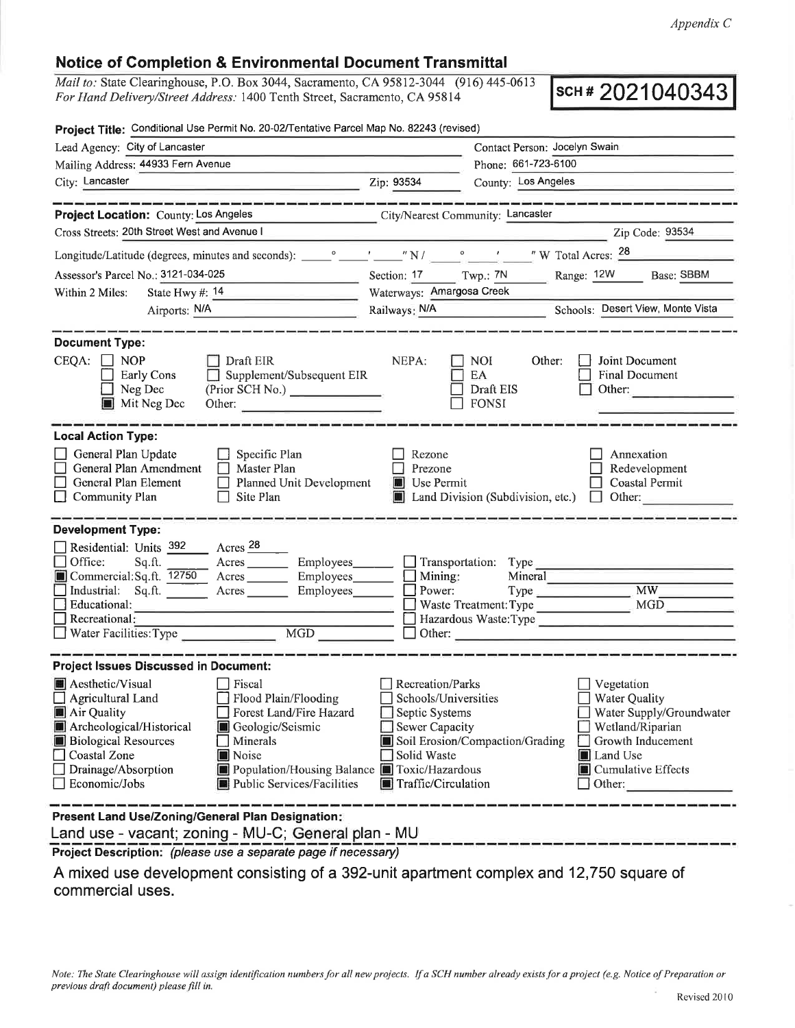*Appendix C*

## Notice of Completion & Environmental Document Transmittal

*Mail to:* State Clearinghouse, P.O. Box 3044, Sacramento, CA 95812-3044 (916) 445-0613
*For Hand Delivery/Street Address:* 1400 Tenth Street, Sacramento, CA 95814

**SCH # 2021040343**

**Project Title:** Conditional Use Permit No. 20-02/Tentative Parcel Map No. 82243 (revised)

Lead Agency: City of Lancaster — Contact Person: Jocelyn Swain
Mailing Address: 44933 Fern Avenue — Phone: 661-723-6100
City: Lancaster — Zip: 93534 — County: Los Angeles

---

**Project Location:** County: Los Angeles — City/Nearest Community: Lancaster
Cross Streets: 20th Street West and Avenue I — Zip Code: 93534
Longitude/Latitude (degrees, minutes and seconds): ____ ° ____ ' ____ " N / ____ ° ____ ' ____ " W Total Acres: 28
Assessor's Parcel No.: 3121-034-025 — Section: 17 — Twp.: 7N — Range: 12W — Base: SBBM
Within 2 Miles: State Hwy #: 14 — Waterways: Amargosa Creek
Airports: N/A — Railways: N/A — Schools: Desert View, Monte Vista

---

**Document Type:**

CEQA:
- [ ] NOP
- [ ] Early Cons
- [ ] Neg Dec
- [x] Mit Neg Dec
- [ ] Draft EIR
- [ ] Supplement/Subsequent EIR (Prior SCH No.) ________
- Other: ________

NEPA:
- [ ] NOI
- [ ] EA
- [ ] Draft EIS
- [ ] FONSI

Other:
- [ ] Joint Document
- [ ] Final Document
- [ ] Other: ________

---

**Local Action Type:**

- [ ] General Plan Update
- [ ] General Plan Amendment
- [ ] General Plan Element
- [ ] Community Plan
- [ ] Specific Plan
- [ ] Master Plan
- [ ] Planned Unit Development
- [ ] Site Plan
- [ ] Rezone
- [ ] Prezone
- [x] Use Permit
- [x] Land Division (Subdivision, etc.)
- [ ] Annexation
- [ ] Redevelopment
- [ ] Coastal Permit
- [ ] Other: ________

---

**Development Type:**

- [ ] Residential: Units 392 Acres 28
- [ ] Office: Sq.ft. ____ Acres ____ Employees ____
- [x] Commercial: Sq.ft. 12750 Acres ____ Employees ____
- [ ] Industrial: Sq.ft. ____ Acres ____ Employees ____
- [ ] Educational: ________
- [ ] Recreational: ________
- [ ] Water Facilities: Type ____ MGD ____
- [ ] Transportation: Type ________
- [ ] Mining: Mineral ________
- [ ] Power: Type ____ MW ____
- [ ] Waste Treatment: Type ____ MGD ____
- [ ] Hazardous Waste: Type ________
- [ ] Other: ________

---

**Project Issues Discussed in Document:**

- [x] Aesthetic/Visual
- [ ] Agricultural Land
- [x] Air Quality
- [x] Archeological/Historical
- [x] Biological Resources
- [ ] Coastal Zone
- [ ] Drainage/Absorption
- [ ] Economic/Jobs
- [ ] Fiscal
- [ ] Flood Plain/Flooding
- [ ] Forest Land/Fire Hazard
- [x] Geologic/Seismic
- [ ] Minerals
- [x] Noise
- [x] Population/Housing Balance
- [x] Public Services/Facilities
- [ ] Recreation/Parks
- [ ] Schools/Universities
- [ ] Septic Systems
- [ ] Sewer Capacity
- [x] Soil Erosion/Compaction/Grading
- [ ] Solid Waste
- [x] Toxic/Hazardous
- [x] Traffic/Circulation
- [ ] Vegetation
- [ ] Water Quality
- [ ] Water Supply/Groundwater
- [ ] Wetland/Riparian
- [ ] Growth Inducement
- [x] Land Use
- [x] Cumulative Effects
- [ ] Other: ________

---

**Present Land Use/Zoning/General Plan Designation:**

Land use - vacant; zoning - MU-C; General plan - MU

**Project Description:** *(please use a separate page if necessary)*

A mixed use development consisting of a 392-unit apartment complex and 12,750 square of commercial uses.

*Note: The State Clearinghouse will assign identification numbers for all new projects. If a SCH number already exists for a project (e.g. Notice of Preparation or previous draft document) please fill in.*

Revised 2010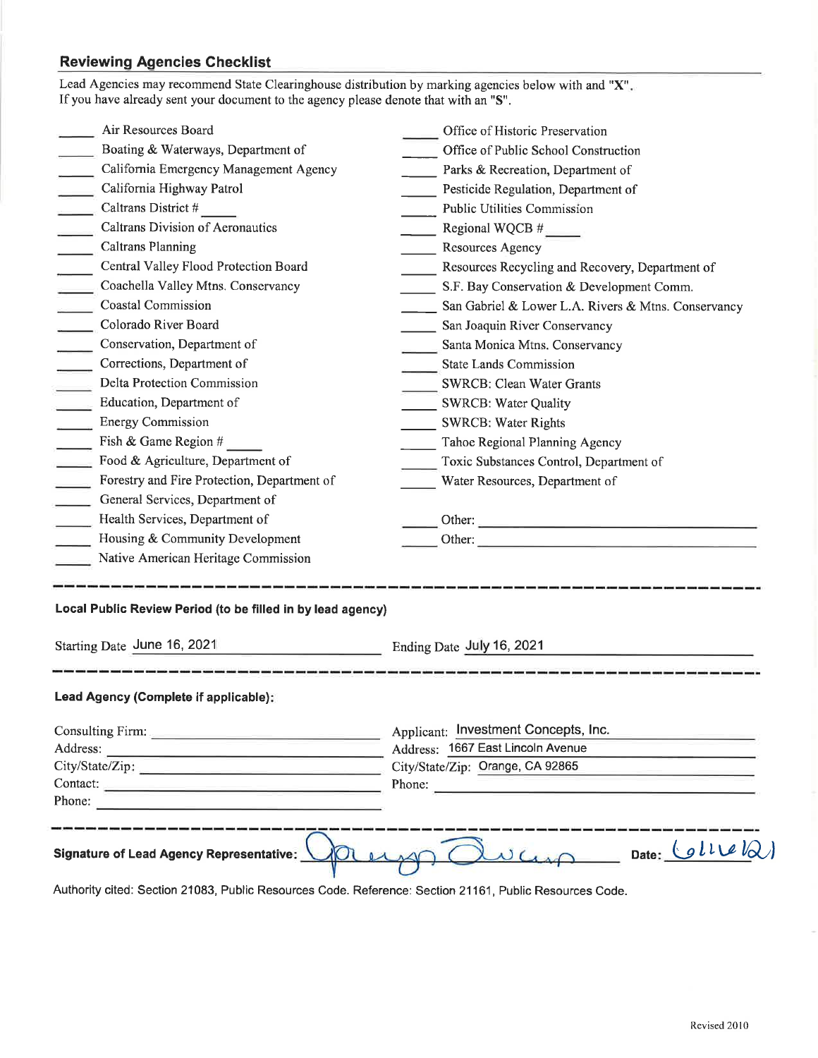## Reviewing Agencies Checklist

Lead Agencies may recommend State Clearinghouse distribution by marking agencies below with and "X".
If you have already sent your document to the agency please denote that with an "S".

_____ Air Resources Board
_____ Boating & Waterways, Department of
_____ California Emergency Management Agency
_____ California Highway Patrol
_____ Caltrans District # _____
_____ Caltrans Division of Aeronautics
_____ Caltrans Planning
_____ Central Valley Flood Protection Board
_____ Coachella Valley Mtns. Conservancy
_____ Coastal Commission
_____ Colorado River Board
_____ Conservation, Department of
_____ Corrections, Department of
_____ Delta Protection Commission
_____ Education, Department of
_____ Energy Commission
_____ Fish & Game Region # _____
_____ Food & Agriculture, Department of
_____ Forestry and Fire Protection, Department of
_____ General Services, Department of
_____ Health Services, Department of
_____ Housing & Community Development
_____ Native American Heritage Commission
_____ Office of Historic Preservation
_____ Office of Public School Construction
_____ Parks & Recreation, Department of
_____ Pesticide Regulation, Department of
_____ Public Utilities Commission
_____ Regional WQCB # _____
_____ Resources Agency
_____ Resources Recycling and Recovery, Department of
_____ S.F. Bay Conservation & Development Comm.
_____ San Gabriel & Lower L.A. Rivers & Mtns. Conservancy
_____ San Joaquin River Conservancy
_____ Santa Monica Mtns. Conservancy
_____ State Lands Commission
_____ SWRCB: Clean Water Grants
_____ SWRCB: Water Quality
_____ SWRCB: Water Rights
_____ Tahoe Regional Planning Agency
_____ Toxic Substances Control, Department of
_____ Water Resources, Department of

_____ Other: _______________
_____ Other: _______________

---

**Local Public Review Period (to be filled in by lead agency)**

Starting Date June 16, 2021

Ending Date July 16, 2021

---

**Lead Agency (Complete if applicable):**

Consulting Firm:
Address:
City/State/Zip:
Contact:
Phone:

Applicant: Investment Concepts, Inc.
Address: 1667 East Lincoln Avenue
City/State/Zip: Orange, CA 92865
Phone:

---

**Signature of Lead Agency Representative:** [signature] **Date:** 6/16/21

Authority cited: Section 21083, Public Resources Code. Reference: Section 21161, Public Resources Code.

Revised 2010